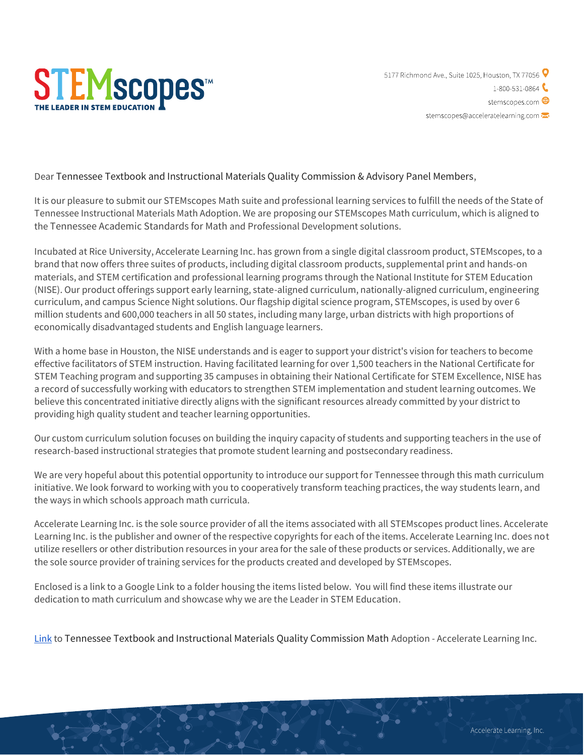STEMscopes™
THE LEADER IN STEM EDUCATION

5177 Richmond Ave., Suite 1025, Houston, TX 77056
1-800-531-0864
stemscopes.com
stemscopes@acceleratelearning.com

Dear Tennessee Textbook and Instructional Materials Quality Commission & Advisory Panel Members,

It is our pleasure to submit our STEMscopes Math suite and professional learning services to fulfill the needs of the State of Tennessee Instructional Materials Math Adoption. We are proposing our STEMscopes Math curriculum, which is aligned to the Tennessee Academic Standards for Math and Professional Development solutions.

Incubated at Rice University, Accelerate Learning Inc. has grown from a single digital classroom product, STEMscopes, to a brand that now offers three suites of products, including digital classroom products, supplemental print and hands-on materials, and STEM certification and professional learning programs through the National Institute for STEM Education (NISE). Our product offerings support early learning, state-aligned curriculum, nationally-aligned curriculum, engineering curriculum, and campus Science Night solutions. Our flagship digital science program, STEMscopes, is used by over 6 million students and 600,000 teachers in all 50 states, including many large, urban districts with high proportions of economically disadvantaged students and English language learners.

With a home base in Houston, the NISE understands and is eager to support your district's vision for teachers to become effective facilitators of STEM instruction. Having facilitated learning for over 1,500 teachers in the National Certificate for STEM Teaching program and supporting 35 campuses in obtaining their National Certificate for STEM Excellence, NISE has a record of successfully working with educators to strengthen STEM implementation and student learning outcomes. We believe this concentrated initiative directly aligns with the significant resources already committed by your district to providing high quality student and teacher learning opportunities.

Our custom curriculum solution focuses on building the inquiry capacity of students and supporting teachers in the use of research-based instructional strategies that promote student learning and postsecondary readiness.

We are very hopeful about this potential opportunity to introduce our support for Tennessee through this math curriculum initiative. We look forward to working with you to cooperatively transform teaching practices, the way students learn, and the ways in which schools approach math curricula.

Accelerate Learning Inc. is the sole source provider of all the items associated with all STEMscopes product lines. Accelerate Learning Inc. is the publisher and owner of the respective copyrights for each of the items. Accelerate Learning Inc. does not utilize resellers or other distribution resources in your area for the sale of these products or services. Additionally, we are the sole source provider of training services for the products created and developed by STEMscopes.

Enclosed is a link to a Google Link to a folder housing the items listed below. You will find these items illustrate our dedication to math curriculum and showcase why we are the Leader in STEM Education.

Link to Tennessee Textbook and Instructional Materials Quality Commission Math Adoption - Accelerate Learning Inc.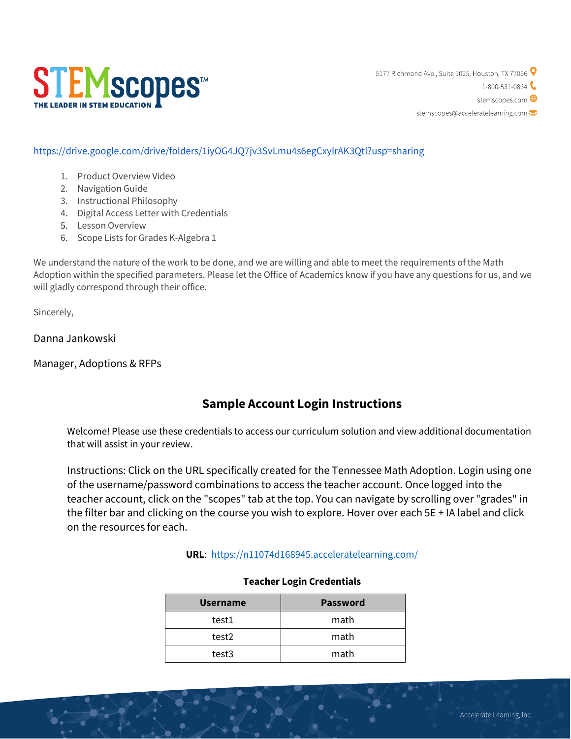STEMscopes™
THE LEADER IN STEM EDUCATION

5177 Richmond Ave., Suite 1025, Houston, TX 77056
1-800-531-0864
stemscopes.com
stemscopes@acceleratelearning.com

https://drive.google.com/drive/folders/1iyOG4JQ7jv3SvLmu4s6egCxylrAK3Qtl?usp=sharing

1. Product Overview Video
2. Navigation Guide
3. Instructional Philosophy
4. Digital Access Letter with Credentials
5. Lesson Overview
6. Scope Lists for Grades K-Algebra 1

We understand the nature of the work to be done, and we are willing and able to meet the requirements of the Math Adoption within the specified parameters. Please let the Office of Academics know if you have any questions for us, and we will gladly correspond through their office.

Sincerely,

Danna Jankowski

Manager, Adoptions & RFPs

## Sample Account Login Instructions

Welcome! Please use these credentials to access our curriculum solution and view additional documentation that will assist in your review.

Instructions: Click on the URL specifically created for the Tennessee Math Adoption. Login using one of the username/password combinations to access the teacher account. Once logged into the teacher account, click on the "scopes" tab at the top. You can navigate by scrolling over "grades" in the filter bar and clicking on the course you wish to explore. Hover over each 5E + IA label and click on the resources for each.

**URL**: https://n11074d168945.acceleratelearning.com/

**Teacher Login Credentials**

| Username | Password |
|---|---|
| test1 | math |
| test2 | math |
| test3 | math |

Accelerate Learning, Inc.